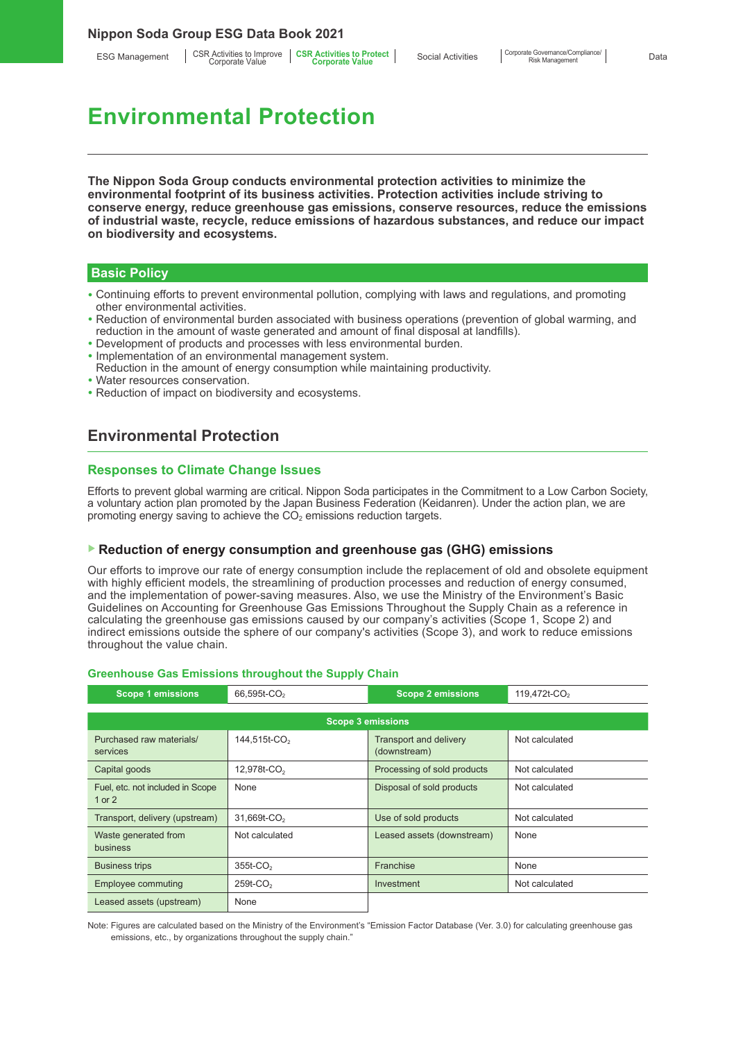# Environmental Protection

**The Nippon Soda Group conducts environmental protection activities to minimize the environmental footprint of its business activities. Protection activities include striving to conserve energy, reduce greenhouse gas emissions, conserve resources, reduce the emissions of industrial waste, recycle, reduce emissions of hazardous substances, and reduce our impact on biodiversity and ecosystems.**

## Basic Policy

- Continuing efforts to prevent environmental pollution, complying with laws and regulations, and promoting other environmental activities.
- Reduction of environmental burden associated with business operations (prevention of global warming, and reduction in the amount of waste generated and amount of final disposal at landfills).
- Development of products and processes with less environmental burden.
- Implementation of an environmental management system.
  Reduction in the amount of energy consumption while maintaining productivity.
- Water resources conservation.
- Reduction of impact on biodiversity and ecosystems.

## Environmental Protection

### Responses to Climate Change Issues

Efforts to prevent global warming are critical. Nippon Soda participates in the Commitment to a Low Carbon Society, a voluntary action plan promoted by the Japan Business Federation (Keidanren). Under the action plan, we are promoting energy saving to achieve the $CO_2$ emissions reduction targets.

#### Reduction of energy consumption and greenhouse gas (GHG) emissions

Our efforts to improve our rate of energy consumption include the replacement of old and obsolete equipment with highly efficient models, the streamlining of production processes and reduction of energy consumed, and the implementation of power-saving measures. Also, we use the Ministry of the Environment's Basic Guidelines on Accounting for Greenhouse Gas Emissions Throughout the Supply Chain as a reference in calculating the greenhouse gas emissions caused by our company's activities (Scope 1, Scope 2) and indirect emissions outside the sphere of our company's activities (Scope 3), and work to reduce emissions throughout the value chain.

**Greenhouse Gas Emissions throughout the Supply Chain**

| Scope 1 emissions | 66,595t-$CO_2$ | Scope 2 emissions | 119,472t-$CO_2$ |
|---|---|---|---|

| Scope 3 emissions | | | |
|---|---|---|---|
| Purchased raw materials/ services | 144,515t-$CO_2$ | Transport and delivery (downstream) | Not calculated |
| Capital goods | 12,978t-$CO_2$ | Processing of sold products | Not calculated |
| Fuel, etc. not included in Scope 1 or 2 | None | Disposal of sold products | Not calculated |
| Transport, delivery (upstream) | 31,669t-$CO_2$ | Use of sold products | Not calculated |
| Waste generated from business | Not calculated | Leased assets (downstream) | None |
| Business trips | 355t-$CO_2$ | Franchise | None |
| Employee commuting | 259t-$CO_2$ | Investment | Not calculated |
| Leased assets (upstream) | None | | |

Note: Figures are calculated based on the Ministry of the Environment's "Emission Factor Database (Ver. 3.0) for calculating greenhouse gas emissions, etc., by organizations throughout the supply chain."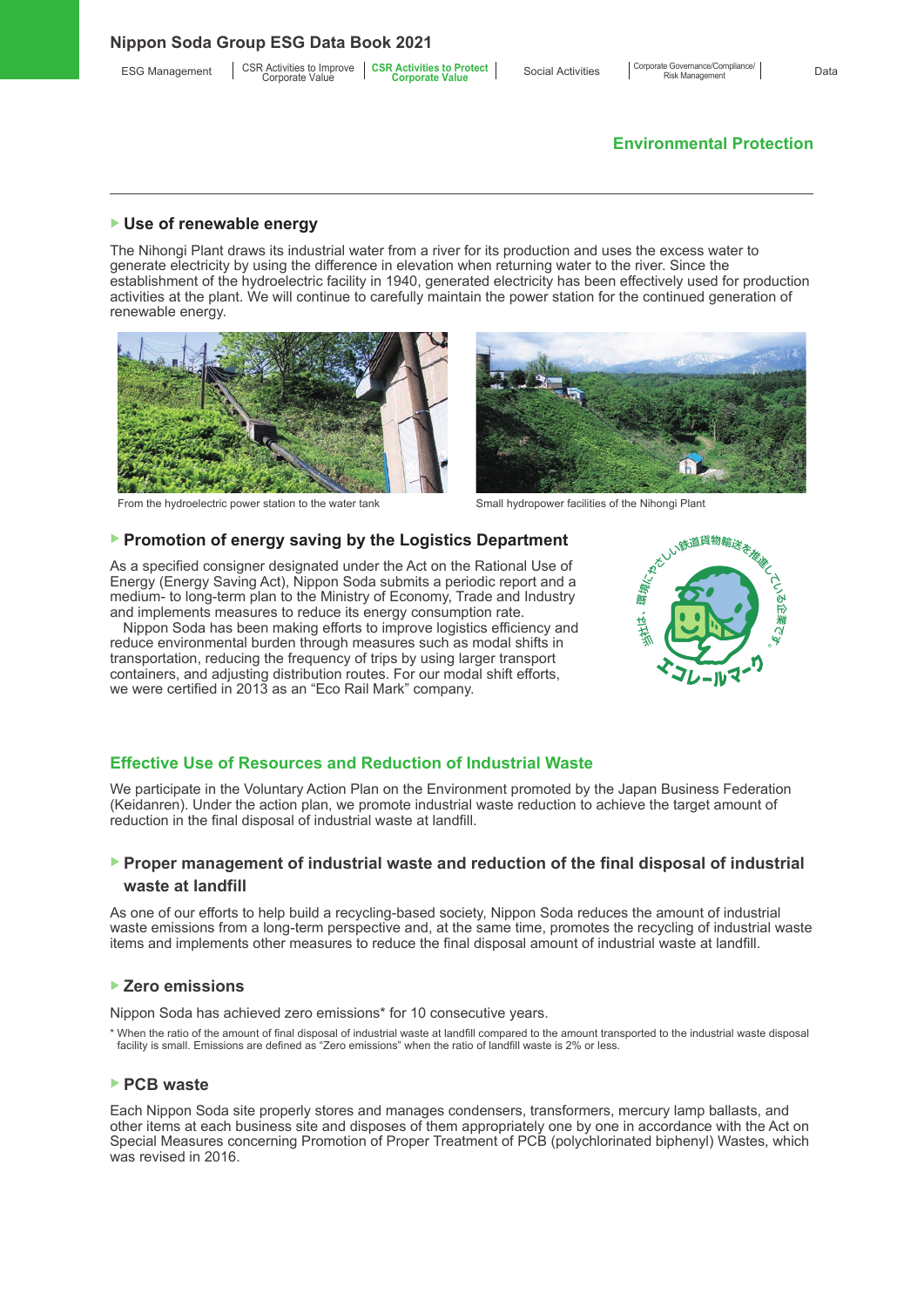## Environmental Protection

### Use of renewable energy

The Nihongi Plant draws its industrial water from a river for its production and uses the excess water to generate electricity by using the difference in elevation when returning water to the river. Since the establishment of the hydroelectric facility in 1940, generated electricity has been effectively used for production activities at the plant. We will continue to carefully maintain the power station for the continued generation of renewable energy.

From the hydroelectric power station to the water tank

Small hydropower facilities of the Nihongi Plant

### Promotion of energy saving by the Logistics Department

As a specified consignor designated under the Act on the Rational Use of Energy (Energy Saving Act), Nippon Soda submits a periodic report and a medium- to long-term plan to the Ministry of Economy, Trade and Industry and implements measures to reduce its energy consumption rate.

Nippon Soda has been making efforts to improve logistics efficiency and reduce environmental burden through measures such as modal shifts in transportation, reducing the frequency of trips by using larger transport containers, and adjusting distribution routes. For our modal shift efforts, we were certified in 2013 as an "Eco Rail Mark" company.

## Effective Use of Resources and Reduction of Industrial Waste

We participate in the Voluntary Action Plan on the Environment promoted by the Japan Business Federation (Keidanren). Under the action plan, we promote industrial waste reduction to achieve the target amount of reduction in the final disposal of industrial waste at landfill.

### Proper management of industrial waste and reduction of the final disposal of industrial waste at landfill

As one of our efforts to help build a recycling-based society, Nippon Soda reduces the amount of industrial waste emissions from a long-term perspective and, at the same time, promotes the recycling of industrial waste items and implements other measures to reduce the final disposal amount of industrial waste at landfill.

### Zero emissions

Nippon Soda has achieved zero emissions* for 10 consecutive years.

\* When the ratio of the amount of final disposal of industrial waste at landfill compared to the amount transported to the industrial waste disposal facility is small. Emissions are defined as "Zero emissions" when the ratio of landfill waste is 2% or less.

### PCB waste

Each Nippon Soda site properly stores and manages condensers, transformers, mercury lamp ballasts, and other items at each business site and disposes of them appropriately one by one in accordance with the Act on Special Measures concerning Promotion of Proper Treatment of PCB (polychlorinated biphenyl) Wastes, which was revised in 2016.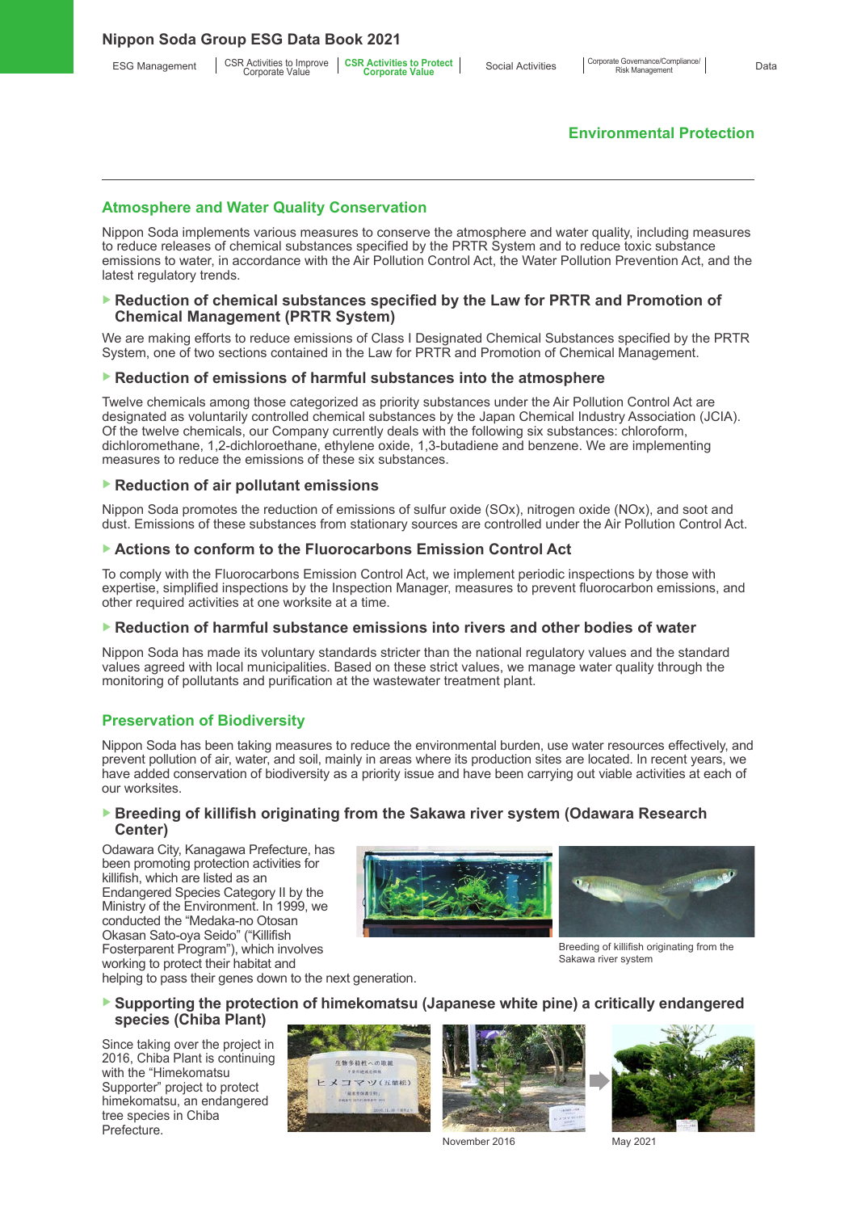## Environmental Protection

### Atmosphere and Water Quality Conservation

Nippon Soda implements various measures to conserve the atmosphere and water quality, including measures to reduce releases of chemical substances specified by the PRTR System and to reduce toxic substance emissions to water, in accordance with the Air Pollution Control Act, the Water Pollution Prevention Act, and the latest regulatory trends.

#### Reduction of chemical substances specified by the Law for PRTR and Promotion of Chemical Management (PRTR System)

We are making efforts to reduce emissions of Class I Designated Chemical Substances specified by the PRTR System, one of two sections contained in the Law for PRTR and Promotion of Chemical Management.

#### Reduction of emissions of harmful substances into the atmosphere

Twelve chemicals among those categorized as priority substances under the Air Pollution Control Act are designated as voluntarily controlled chemical substances by the Japan Chemical Industry Association (JCIA). Of the twelve chemicals, our Company currently deals with the following six substances: chloroform, dichloromethane, 1,2-dichloroethane, ethylene oxide, 1,3-butadiene and benzene. We are implementing measures to reduce the emissions of these six substances.

#### Reduction of air pollutant emissions

Nippon Soda promotes the reduction of emissions of sulfur oxide (SOx), nitrogen oxide (NOx), and soot and dust. Emissions of these substances from stationary sources are controlled under the Air Pollution Control Act.

#### Actions to conform to the Fluorocarbons Emission Control Act

To comply with the Fluorocarbons Emission Control Act, we implement periodic inspections by those with expertise, simplified inspections by the Inspection Manager, measures to prevent fluorocarbon emissions, and other required activities at one worksite at a time.

#### Reduction of harmful substance emissions into rivers and other bodies of water

Nippon Soda has made its voluntary standards stricter than the national regulatory values and the standard values agreed with local municipalities. Based on these strict values, we manage water quality through the monitoring of pollutants and purification at the wastewater treatment plant.

### Preservation of Biodiversity

Nippon Soda has been taking measures to reduce the environmental burden, use water resources effectively, and prevent pollution of air, water, and soil, mainly in areas where its production sites are located. In recent years, we have added conservation of biodiversity as a priority issue and have been carrying out viable activities at each of our worksites.

#### Breeding of killifish originating from the Sakawa river system (Odawara Research Center)

Odawara City, Kanagawa Prefecture, has been promoting protection activities for killifish, which are listed as an Endangered Species Category II by the Ministry of the Environment. In 1999, we conducted the "Medaka-no Otosan Okasan Sato-oya Seido" ("Killifish Fosterparent Program"), which involves working to protect their habitat and helping to pass their genes down to the next generation.

Breeding of killifish originating from the Sakawa river system

#### Supporting the protection of himekomatsu (Japanese white pine) a critically endangered species (Chiba Plant)

Since taking over the project in 2016, Chiba Plant is continuing with the "Himekomatsu Supporter" project to protect himekomatsu, an endangered tree species in Chiba Prefecture.

November 2016

May 2021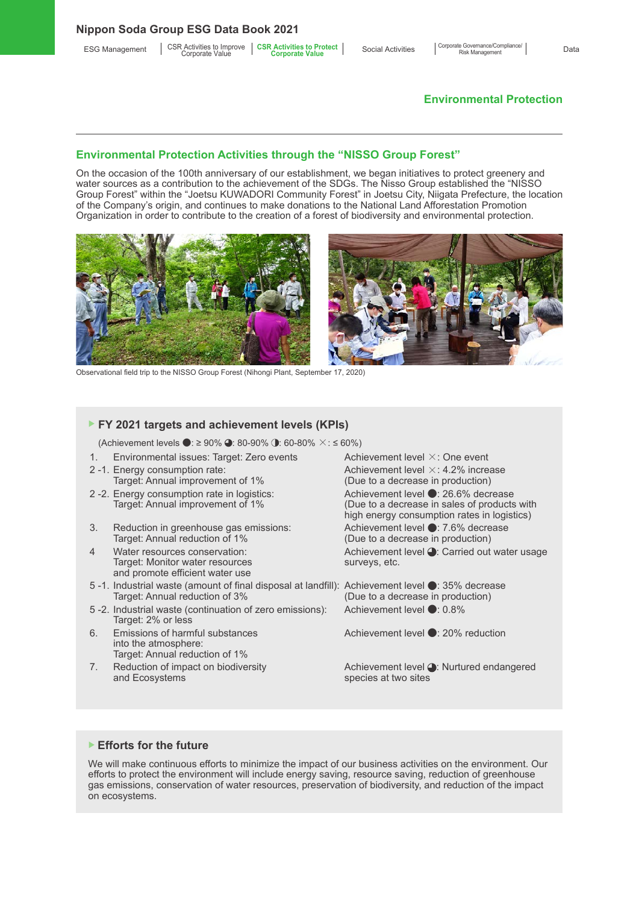## Environmental Protection

### Environmental Protection Activities through the “NISSO Group Forest”

On the occasion of the 100th anniversary of our establishment, we began initiatives to protect greenery and water sources as a contribution to the achievement of the SDGs. The Nisso Group established the “NISSO Group Forest” within the “Joetsu KUWADORI Community Forest” in Joetsu City, Niigata Prefecture, the location of the Company’s origin, and continues to make donations to the National Land Afforestation Promotion Organization in order to contribute to the creation of a forest of biodiversity and environmental protection.

Observational field trip to the NISSO Group Forest (Nihongi Plant, September 17, 2020)

### FY 2021 targets and achievement levels (KPIs)

(Achievement levels ●: ≥ 90% ◕: 80-90% ◑: 60-80% ×: ≤ 60%)

| | | |
|---|---|---|
| 1. | Environmental issues: Target: Zero events | Achievement level ×: One event |
| 2 -1. | Energy consumption rate: Target: Annual improvement of 1% | Achievement level ×: 4.2% increase (Due to a decrease in production) |
| 2 -2. | Energy consumption rate in logistics: Target: Annual improvement of 1% | Achievement level ●: 26.6% decrease (Due to a decrease in sales of products with high energy consumption rates in logistics) |
| 3. | Reduction in greenhouse gas emissions: Target: Annual reduction of 1% | Achievement level ●: 7.6% decrease (Due to a decrease in production) |
| 4 | Water resources conservation: Target: Monitor water resources and promote efficient water use | Achievement level ◕: Carried out water usage surveys, etc. |
| 5 -1. | Industrial waste (amount of final disposal at landfill): Target: Annual reduction of 3% | Achievement level ●: 35% decrease (Due to a decrease in production) |
| 5 -2. | Industrial waste (continuation of zero emissions): Target: 2% or less | Achievement level ●: 0.8% |
| 6. | Emissions of harmful substances into the atmosphere: Target: Annual reduction of 1% | Achievement level ●: 20% reduction |
| 7. | Reduction of impact on biodiversity and Ecosystems | Achievement level ◕: Nurtured endangered species at two sites |

### Efforts for the future

We will make continuous efforts to minimize the impact of our business activities on the environment. Our efforts to protect the environment will include energy saving, resource saving, reduction of greenhouse gas emissions, conservation of water resources, preservation of biodiversity, and reduction of the impact on ecosystems.